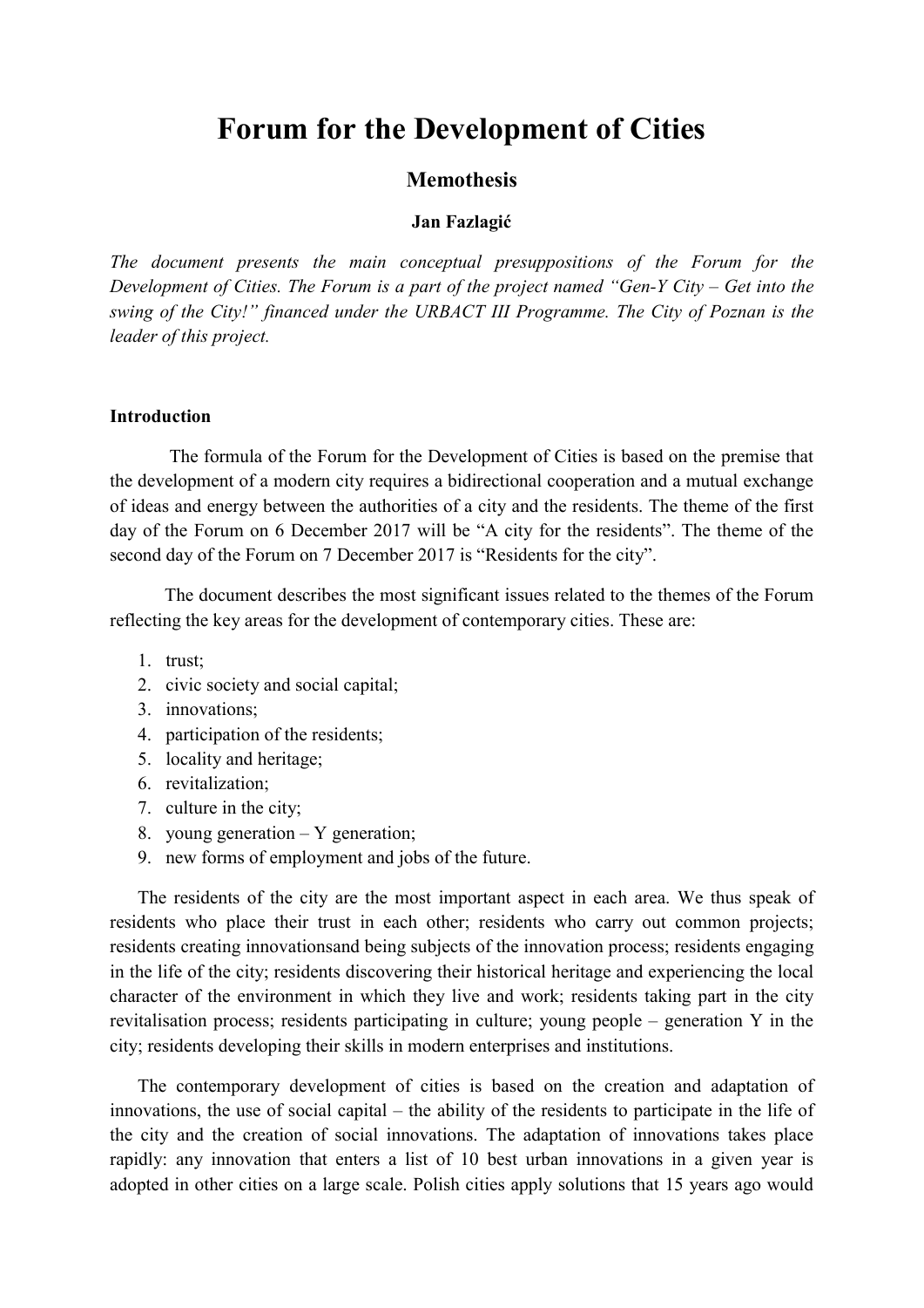# Forum for the Development of Cities

## Memothesis

**Jan Fazlagić**

*The document presents the main conceptual presuppositions of the Forum for the Development of Cities. The Forum is a part of the project named "Gen-Y City – Get into the swing of the City!" financed under the URBACT III Programme. The City of Poznan is the leader of this project.*

### Introduction

The formula of the Forum for the Development of Cities is based on the premise that the development of a modern city requires a bidirectional cooperation and a mutual exchange of ideas and energy between the authorities of a city and the residents. The theme of the first day of the Forum on 6 December 2017 will be "A city for the residents". The theme of the second day of the Forum on 7 December 2017 is "Residents for the city".

The document describes the most significant issues related to the themes of the Forum reflecting the key areas for the development of contemporary cities. These are:

1. trust;
2. civic society and social capital;
3. innovations;
4. participation of the residents;
5. locality and heritage;
6. revitalization;
7. culture in the city;
8. young generation – Y generation;
9. new forms of employment and jobs of the future.

The residents of the city are the most important aspect in each area. We thus speak of residents who place their trust in each other; residents who carry out common projects; residents creating innovationsand being subjects of the innovation process; residents engaging in the life of the city; residents discovering their historical heritage and experiencing the local character of the environment in which they live and work; residents taking part in the city revitalisation process; residents participating in culture; young people – generation Y in the city; residents developing their skills in modern enterprises and institutions.

The contemporary development of cities is based on the creation and adaptation of innovations, the use of social capital – the ability of the residents to participate in the life of the city and the creation of social innovations. The adaptation of innovations takes place rapidly: any innovation that enters a list of 10 best urban innovations in a given year is adopted in other cities on a large scale. Polish cities apply solutions that 15 years ago would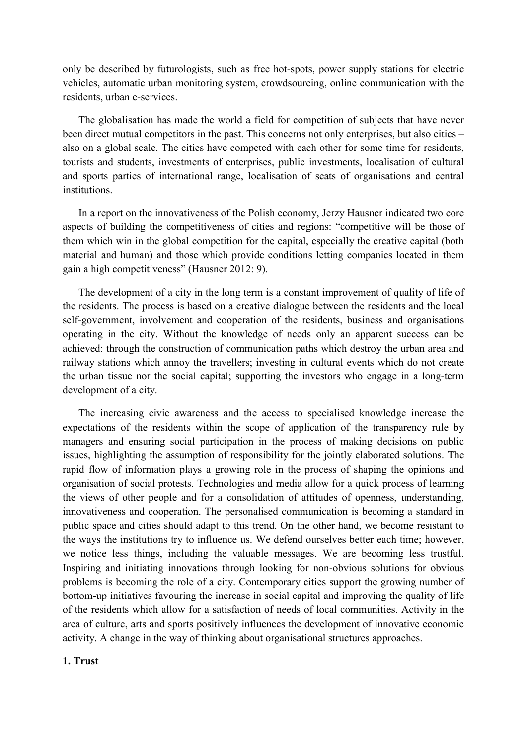only be described by futurologists, such as free hot-spots, power supply stations for electric vehicles, automatic urban monitoring system, crowdsourcing, online communication with the residents, urban e-services.

The globalisation has made the world a field for competition of subjects that have never been direct mutual competitors in the past. This concerns not only enterprises, but also cities – also on a global scale. The cities have competed with each other for some time for residents, tourists and students, investments of enterprises, public investments, localisation of cultural and sports parties of international range, localisation of seats of organisations and central institutions.

In a report on the innovativeness of the Polish economy, Jerzy Hausner indicated two core aspects of building the competitiveness of cities and regions: "competitive will be those of them which win in the global competition for the capital, especially the creative capital (both material and human) and those which provide conditions letting companies located in them gain a high competitiveness" (Hausner 2012: 9).

The development of a city in the long term is a constant improvement of quality of life of the residents. The process is based on a creative dialogue between the residents and the local self-government, involvement and cooperation of the residents, business and organisations operating in the city. Without the knowledge of needs only an apparent success can be achieved: through the construction of communication paths which destroy the urban area and railway stations which annoy the travellers; investing in cultural events which do not create the urban tissue nor the social capital; supporting the investors who engage in a long-term development of a city.

The increasing civic awareness and the access to specialised knowledge increase the expectations of the residents within the scope of application of the transparency rule by managers and ensuring social participation in the process of making decisions on public issues, highlighting the assumption of responsibility for the jointly elaborated solutions. The rapid flow of information plays a growing role in the process of shaping the opinions and organisation of social protests. Technologies and media allow for a quick process of learning the views of other people and for a consolidation of attitudes of openness, understanding, innovativeness and cooperation. The personalised communication is becoming a standard in public space and cities should adapt to this trend. On the other hand, we become resistant to the ways the institutions try to influence us. We defend ourselves better each time; however, we notice less things, including the valuable messages. We are becoming less trustful. Inspiring and initiating innovations through looking for non-obvious solutions for obvious problems is becoming the role of a city. Contemporary cities support the growing number of bottom-up initiatives favouring the increase in social capital and improving the quality of life of the residents which allow for a satisfaction of needs of local communities. Activity in the area of culture, arts and sports positively influences the development of innovative economic activity. A change in the way of thinking about organisational structures approaches.

## 1. Trust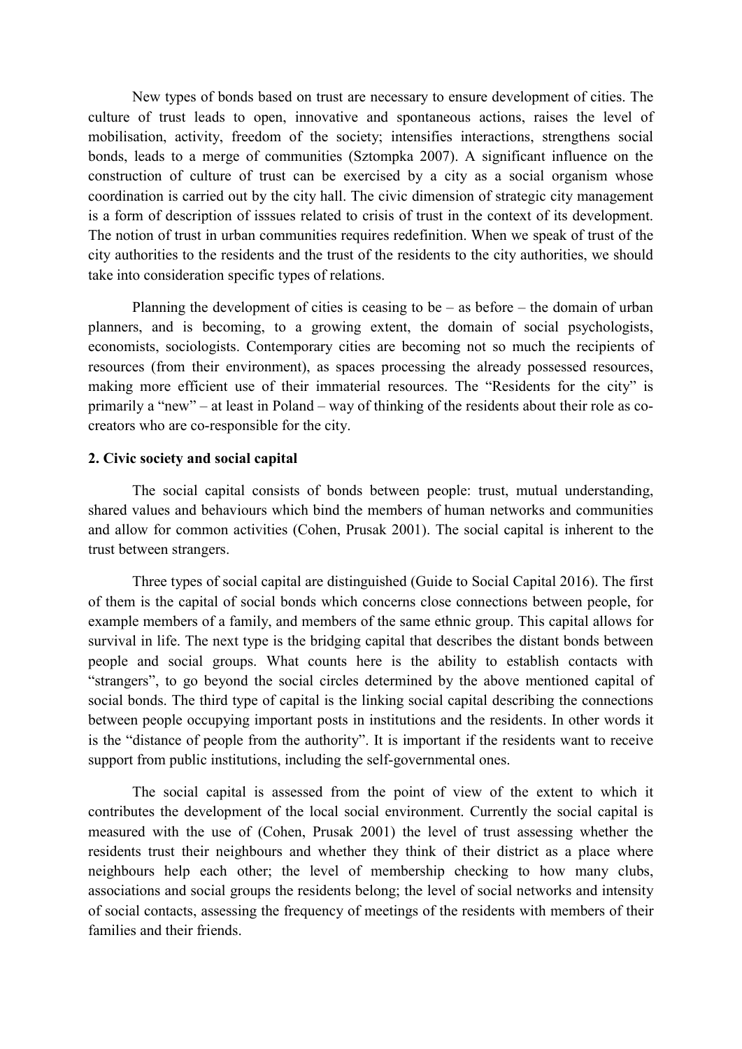New types of bonds based on trust are necessary to ensure development of cities. The culture of trust leads to open, innovative and spontaneous actions, raises the level of mobilisation, activity, freedom of the society; intensifies interactions, strengthens social bonds, leads to a merge of communities (Sztompka 2007). A significant influence on the construction of culture of trust can be exercised by a city as a social organism whose coordination is carried out by the city hall. The civic dimension of strategic city management is a form of description of isssues related to crisis of trust in the context of its development. The notion of trust in urban communities requires redefinition. When we speak of trust of the city authorities to the residents and the trust of the residents to the city authorities, we should take into consideration specific types of relations.

Planning the development of cities is ceasing to be – as before – the domain of urban planners, and is becoming, to a growing extent, the domain of social psychologists, economists, sociologists. Contemporary cities are becoming not so much the recipients of resources (from their environment), as spaces processing the already possessed resources, making more efficient use of their immaterial resources. The "Residents for the city" is primarily a "new" – at least in Poland – way of thinking of the residents about their role as co-creators who are co-responsible for the city.

## 2. Civic society and social capital

The social capital consists of bonds between people: trust, mutual understanding, shared values and behaviours which bind the members of human networks and communities and allow for common activities (Cohen, Prusak 2001). The social capital is inherent to the trust between strangers.

Three types of social capital are distinguished (Guide to Social Capital 2016). The first of them is the capital of social bonds which concerns close connections between people, for example members of a family, and members of the same ethnic group. This capital allows for survival in life. The next type is the bridging capital that describes the distant bonds between people and social groups. What counts here is the ability to establish contacts with "strangers", to go beyond the social circles determined by the above mentioned capital of social bonds. The third type of capital is the linking social capital describing the connections between people occupying important posts in institutions and the residents. In other words it is the "distance of people from the authority". It is important if the residents want to receive support from public institutions, including the self-governmental ones.

The social capital is assessed from the point of view of the extent to which it contributes the development of the local social environment. Currently the social capital is measured with the use of (Cohen, Prusak 2001) the level of trust assessing whether the residents trust their neighbours and whether they think of their district as a place where neighbours help each other; the level of membership checking to how many clubs, associations and social groups the residents belong; the level of social networks and intensity of social contacts, assessing the frequency of meetings of the residents with members of their families and their friends.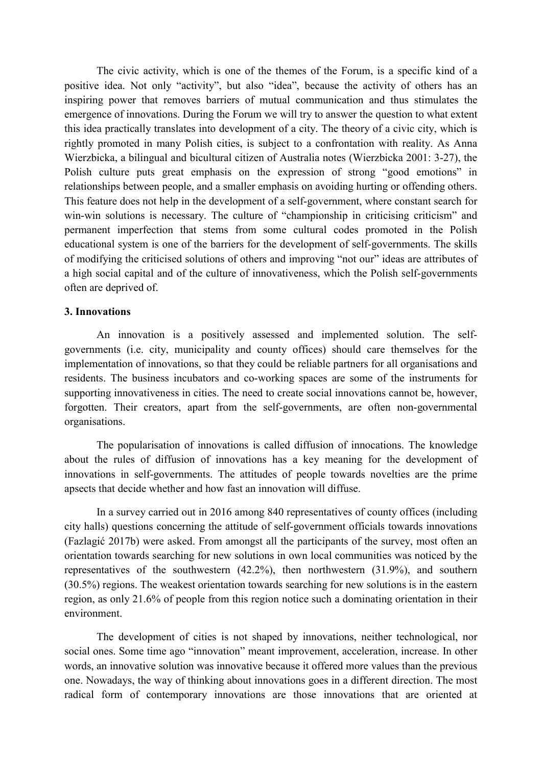The civic activity, which is one of the themes of the Forum, is a specific kind of a positive idea. Not only "activity", but also "idea", because the activity of others has an inspiring power that removes barriers of mutual communication and thus stimulates the emergence of innovations. During the Forum we will try to answer the question to what extent this idea practically translates into development of a city. The theory of a civic city, which is rightly promoted in many Polish cities, is subject to a confrontation with reality. As Anna Wierzbicka, a bilingual and bicultural citizen of Australia notes (Wierzbicka 2001: 3-27), the Polish culture puts great emphasis on the expression of strong "good emotions" in relationships between people, and a smaller emphasis on avoiding hurting or offending others. This feature does not help in the development of a self-government, where constant search for win-win solutions is necessary. The culture of "championship in criticising criticism" and permanent imperfection that stems from some cultural codes promoted in the Polish educational system is one of the barriers for the development of self-governments. The skills of modifying the criticised solutions of others and improving "not our" ideas are attributes of a high social capital and of the culture of innovativeness, which the Polish self-governments often are deprived of.

### 3. Innovations

An innovation is a positively assessed and implemented solution. The self-governments (i.e. city, municipality and county offices) should care themselves for the implementation of innovations, so that they could be reliable partners for all organisations and residents. The business incubators and co-working spaces are some of the instruments for supporting innovativeness in cities. The need to create social innovations cannot be, however, forgotten. Their creators, apart from the self-governments, are often non-governmental organisations.

The popularisation of innovations is called diffusion of innocations. The knowledge about the rules of diffusion of innovations has a key meaning for the development of innovations in self-governments. The attitudes of people towards novelties are the prime apsects that decide whether and how fast an innovation will diffuse.

In a survey carried out in 2016 among 840 representatives of county offices (including city halls) questions concerning the attitude of self-government officials towards innovations (Fazlagić 2017b) were asked. From amongst all the participants of the survey, most often an orientation towards searching for new solutions in own local communities was noticed by the representatives of the southwestern (42.2%), then northwestern (31.9%), and southern (30.5%) regions. The weakest orientation towards searching for new solutions is in the eastern region, as only 21.6% of people from this region notice such a dominating orientation in their environment.

The development of cities is not shaped by innovations, neither technological, nor social ones. Some time ago "innovation" meant improvement, acceleration, increase. In other words, an innovative solution was innovative because it offered more values than the previous one. Nowadays, the way of thinking about innovations goes in a different direction. The most radical form of contemporary innovations are those innovations that are oriented at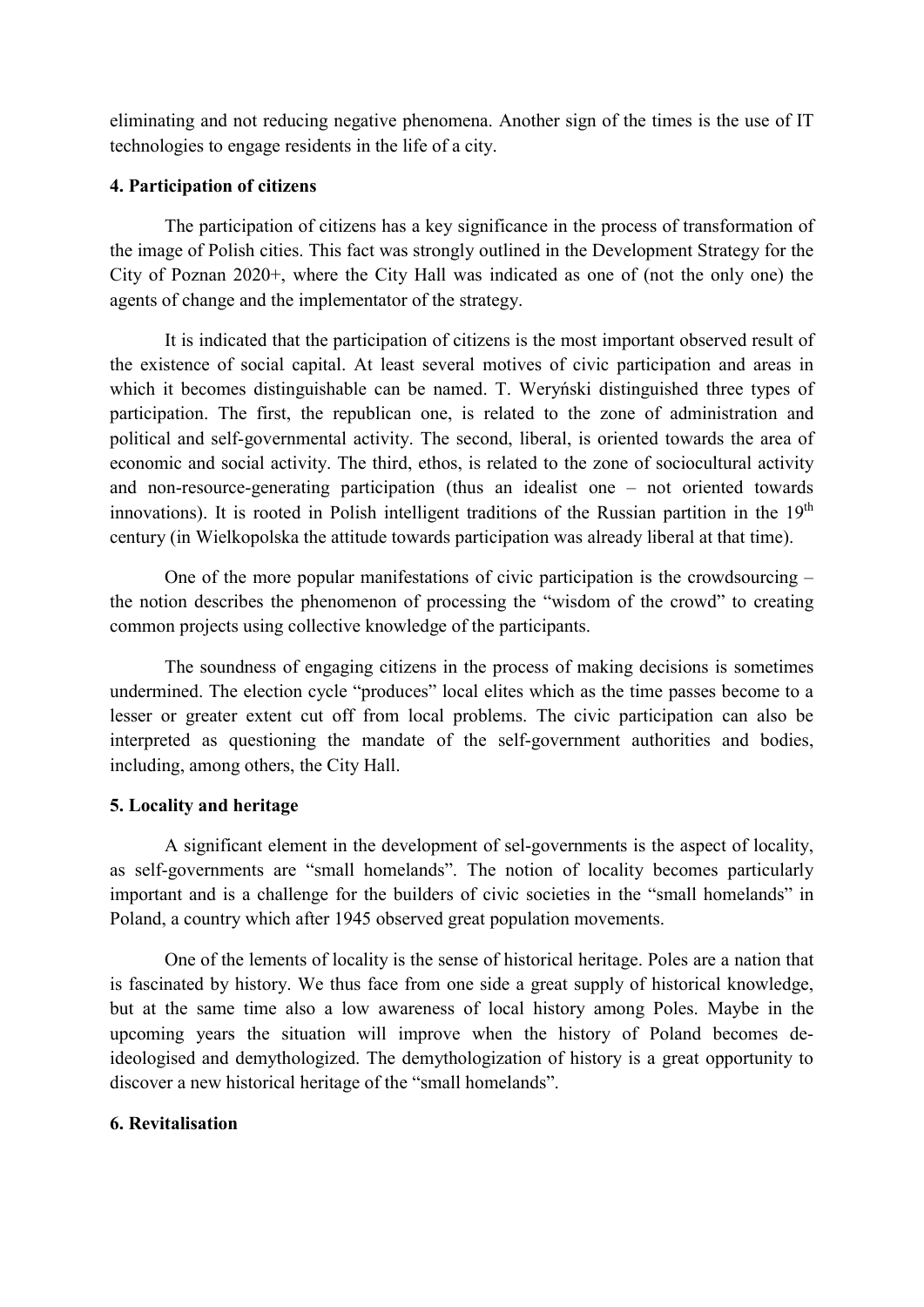eliminating and not reducing negative phenomena. Another sign of the times is the use of IT technologies to engage residents in the life of a city.

## 4. Participation of citizens

The participation of citizens has a key significance in the process of transformation of the image of Polish cities. This fact was strongly outlined in the Development Strategy for the City of Poznan 2020+, where the City Hall was indicated as one of (not the only one) the agents of change and the implementator of the strategy.

It is indicated that the participation of citizens is the most important observed result of the existence of social capital. At least several motives of civic participation and areas in which it becomes distinguishable can be named. T. Weryński distinguished three types of participation. The first, the republican one, is related to the zone of administration and political and self-governmental activity. The second, liberal, is oriented towards the area of economic and social activity. The third, ethos, is related to the zone of sociocultural activity and non-resource-generating participation (thus an idealist one – not oriented towards innovations). It is rooted in Polish intelligent traditions of the Russian partition in the 19th century (in Wielkopolska the attitude towards participation was already liberal at that time).

One of the more popular manifestations of civic participation is the crowdsourcing – the notion describes the phenomenon of processing the "wisdom of the crowd" to creating common projects using collective knowledge of the participants.

The soundness of engaging citizens in the process of making decisions is sometimes undermined. The election cycle "produces" local elites which as the time passes become to a lesser or greater extent cut off from local problems. The civic participation can also be interpreted as questioning the mandate of the self-government authorities and bodies, including, among others, the City Hall.

## 5. Locality and heritage

A significant element in the development of sel-governments is the aspect of locality, as self-governments are "small homelands". The notion of locality becomes particularly important and is a challenge for the builders of civic societies in the "small homelands" in Poland, a country which after 1945 observed great population movements.

One of the lements of locality is the sense of historical heritage. Poles are a nation that is fascinated by history. We thus face from one side a great supply of historical knowledge, but at the same time also a low awareness of local history among Poles. Maybe in the upcoming years the situation will improve when the history of Poland becomes de-ideologised and demythologized. The demythologization of history is a great opportunity to discover a new historical heritage of the "small homelands".

## 6. Revitalisation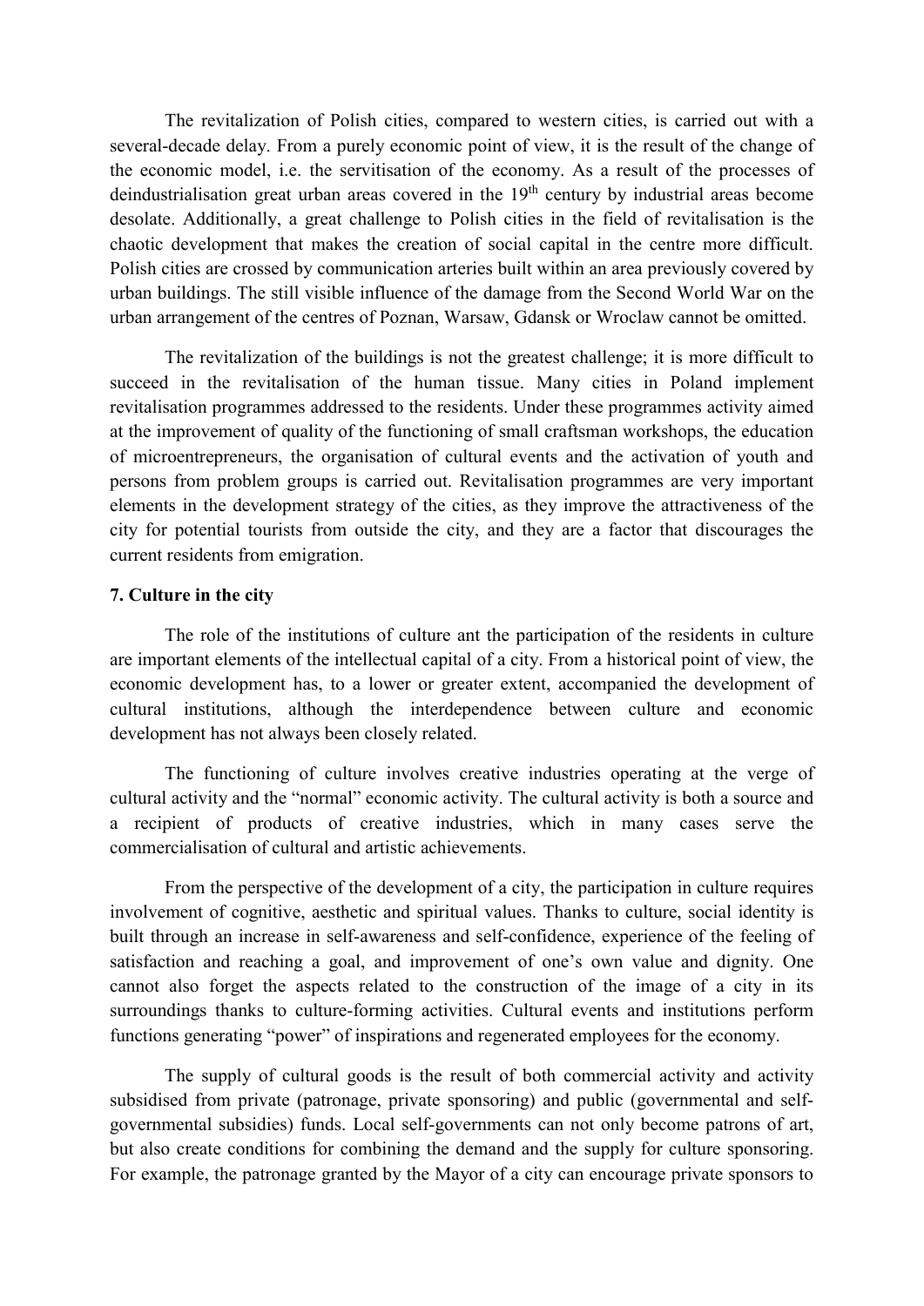The revitalization of Polish cities, compared to western cities, is carried out with a several-decade delay. From a purely economic point of view, it is the result of the change of the economic model, i.e. the servitisation of the economy. As a result of the processes of deindustrialisation great urban areas covered in the 19th century by industrial areas become desolate. Additionally, a great challenge to Polish cities in the field of revitalisation is the chaotic development that makes the creation of social capital in the centre more difficult. Polish cities are crossed by communication arteries built within an area previously covered by urban buildings. The still visible influence of the damage from the Second World War on the urban arrangement of the centres of Poznan, Warsaw, Gdansk or Wroclaw cannot be omitted.

The revitalization of the buildings is not the greatest challenge; it is more difficult to succeed in the revitalisation of the human tissue. Many cities in Poland implement revitalisation programmes addressed to the residents. Under these programmes activity aimed at the improvement of quality of the functioning of small craftsman workshops, the education of microentrepreneurs, the organisation of cultural events and the activation of youth and persons from problem groups is carried out. Revitalisation programmes are very important elements in the development strategy of the cities, as they improve the attractiveness of the city for potential tourists from outside the city, and they are a factor that discourages the current residents from emigration.

## 7. Culture in the city

The role of the institutions of culture ant the participation of the residents in culture are important elements of the intellectual capital of a city. From a historical point of view, the economic development has, to a lower or greater extent, accompanied the development of cultural institutions, although the interdependence between culture and economic development has not always been closely related.

The functioning of culture involves creative industries operating at the verge of cultural activity and the "normal" economic activity. The cultural activity is both a source and a recipient of products of creative industries, which in many cases serve the commercialisation of cultural and artistic achievements.

From the perspective of the development of a city, the participation in culture requires involvement of cognitive, aesthetic and spiritual values. Thanks to culture, social identity is built through an increase in self-awareness and self-confidence, experience of the feeling of satisfaction and reaching a goal, and improvement of one's own value and dignity. One cannot also forget the aspects related to the construction of the image of a city in its surroundings thanks to culture-forming activities. Cultural events and institutions perform functions generating "power" of inspirations and regenerated employees for the economy.

The supply of cultural goods is the result of both commercial activity and activity subsidised from private (patronage, private sponsoring) and public (governmental and self-governmental subsidies) funds. Local self-governments can not only become patrons of art, but also create conditions for combining the demand and the supply for culture sponsoring. For example, the patronage granted by the Mayor of a city can encourage private sponsors to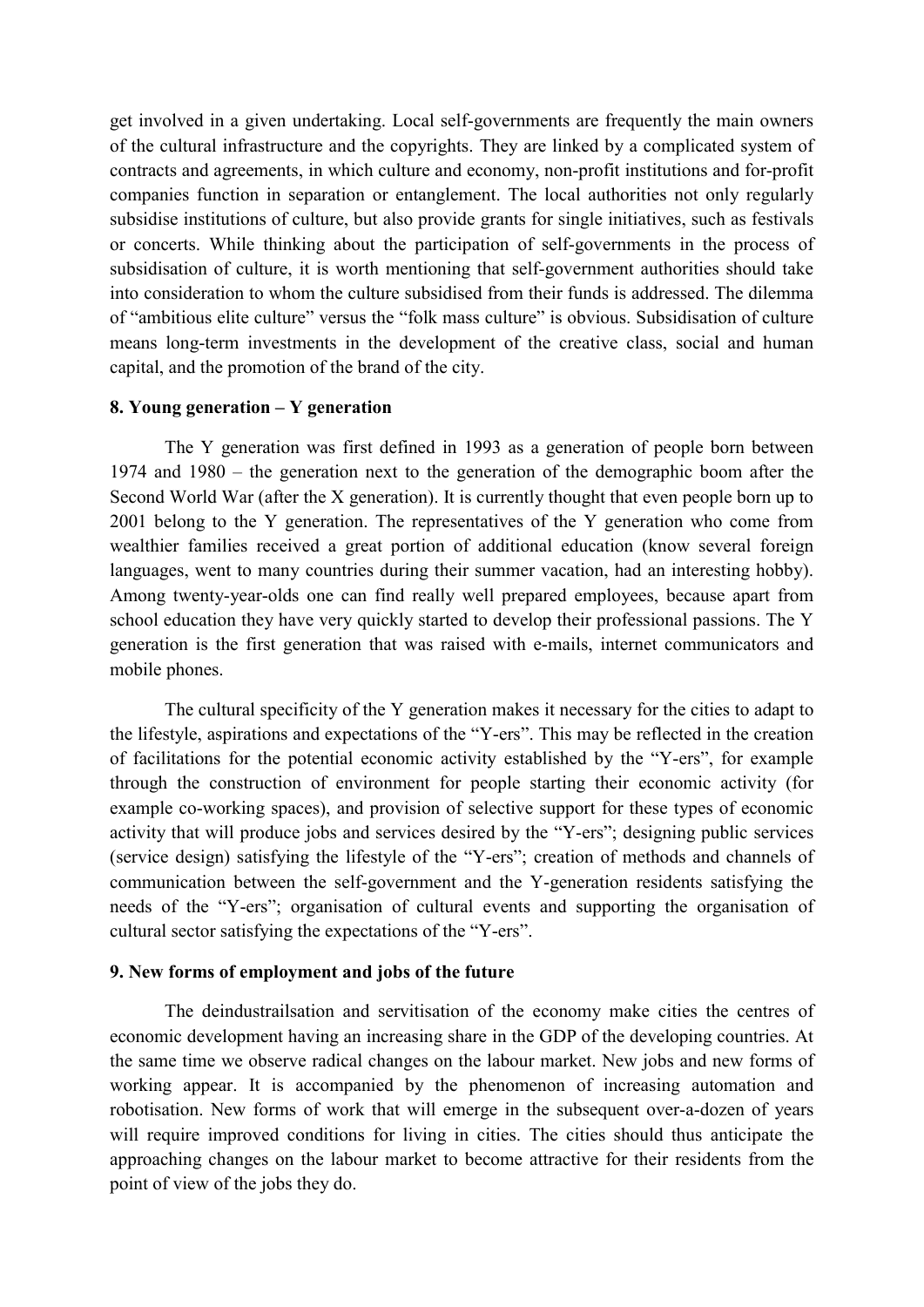get involved in a given undertaking. Local self-governments are frequently the main owners of the cultural infrastructure and the copyrights. They are linked by a complicated system of contracts and agreements, in which culture and economy, non-profit institutions and for-profit companies function in separation or entanglement. The local authorities not only regularly subsidise institutions of culture, but also provide grants for single initiatives, such as festivals or concerts. While thinking about the participation of self-governments in the process of subsidisation of culture, it is worth mentioning that self-government authorities should take into consideration to whom the culture subsidised from their funds is addressed. The dilemma of "ambitious elite culture" versus the "folk mass culture" is obvious. Subsidisation of culture means long-term investments in the development of the creative class, social and human capital, and the promotion of the brand of the city.

**8. Young generation – Y generation**

The Y generation was first defined in 1993 as a generation of people born between 1974 and 1980 – the generation next to the generation of the demographic boom after the Second World War (after the X generation). It is currently thought that even people born up to 2001 belong to the Y generation. The representatives of the Y generation who come from wealthier families received a great portion of additional education (know several foreign languages, went to many countries during their summer vacation, had an interesting hobby). Among twenty-year-olds one can find really well prepared employees, because apart from school education they have very quickly started to develop their professional passions. The Y generation is the first generation that was raised with e-mails, internet communicators and mobile phones.

The cultural specificity of the Y generation makes it necessary for the cities to adapt to the lifestyle, aspirations and expectations of the "Y-ers". This may be reflected in the creation of facilitations for the potential economic activity established by the "Y-ers", for example through the construction of environment for people starting their economic activity (for example co-working spaces), and provision of selective support for these types of economic activity that will produce jobs and services desired by the "Y-ers"; designing public services (service design) satisfying the lifestyle of the "Y-ers"; creation of methods and channels of communication between the self-government and the Y-generation residents satisfying the needs of the "Y-ers"; organisation of cultural events and supporting the organisation of cultural sector satisfying the expectations of the "Y-ers".

**9. New forms of employment and jobs of the future**

The deindustrailsation and servitisation of the economy make cities the centres of economic development having an increasing share in the GDP of the developing countries. At the same time we observe radical changes on the labour market. New jobs and new forms of working appear. It is accompanied by the phenomenon of increasing automation and robotisation. New forms of work that will emerge in the subsequent over-a-dozen of years will require improved conditions for living in cities. The cities should thus anticipate the approaching changes on the labour market to become attractive for their residents from the point of view of the jobs they do.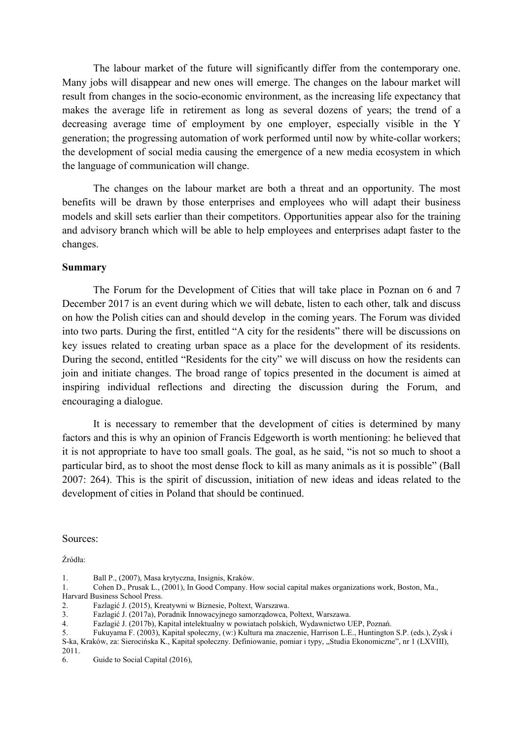The labour market of the future will significantly differ from the contemporary one. Many jobs will disappear and new ones will emerge. The changes on the labour market will result from changes in the socio-economic environment, as the increasing life expectancy that makes the average life in retirement as long as several dozens of years; the trend of a decreasing average time of employment by one employer, especially visible in the Y generation; the progressing automation of work performed until now by white-collar workers; the development of social media causing the emergence of a new media ecosystem in which the language of communication will change.

The changes on the labour market are both a threat and an opportunity. The most benefits will be drawn by those enterprises and employees who will adapt their business models and skill sets earlier than their competitors. Opportunities appear also for the training and advisory branch which will be able to help employees and enterprises adapt faster to the changes.

**Summary**

The Forum for the Development of Cities that will take place in Poznan on 6 and 7 December 2017 is an event during which we will debate, listen to each other, talk and discuss on how the Polish cities can and should develop in the coming years. The Forum was divided into two parts. During the first, entitled "A city for the residents" there will be discussions on key issues related to creating urban space as a place for the development of its residents. During the second, entitled "Residents for the city" we will discuss on how the residents can join and initiate changes. The broad range of topics presented in the document is aimed at inspiring individual reflections and directing the discussion during the Forum, and encouraging a dialogue.

It is necessary to remember that the development of cities is determined by many factors and this is why an opinion of Francis Edgeworth is worth mentioning: he believed that it is not appropriate to have too small goals. The goal, as he said, "is not so much to shoot a particular bird, as to shoot the most dense flock to kill as many animals as it is possible" (Ball 2007: 264). This is the spirit of discussion, initiation of new ideas and ideas related to the development of cities in Poland that should be continued.

Sources:

Źródła:

1. Ball P., (2007), Masa krytyczna, Insignis, Kraków.
1. Cohen D., Prusak L., (2001), In Good Company. How social capital makes organizations work, Boston, Ma., Harvard Business School Press.
2. Fazlagić J. (2015), Kreatywni w Biznesie, Poltext, Warszawa.
3. Fazlagić J. (2017a), Poradnik Innowacyjnego samorządowca, Poltext, Warszawa.
4. Fazlagić J. (2017b), Kapitał intelektualny w powiatach polskich, Wydawnictwo UEP, Poznań.
5. Fukuyama F. (2003), Kapitał społeczny, (w:) Kultura ma znaczenie, Harrison L.E., Huntington S.P. (eds.), Zysk i S-ka, Kraków, za: Sierocińska K., Kapitał społeczny. Definiowanie, pomiar i typy, „Studia Ekonomiczne", nr 1 (LXVIII), 2011.
6. Guide to Social Capital (2016),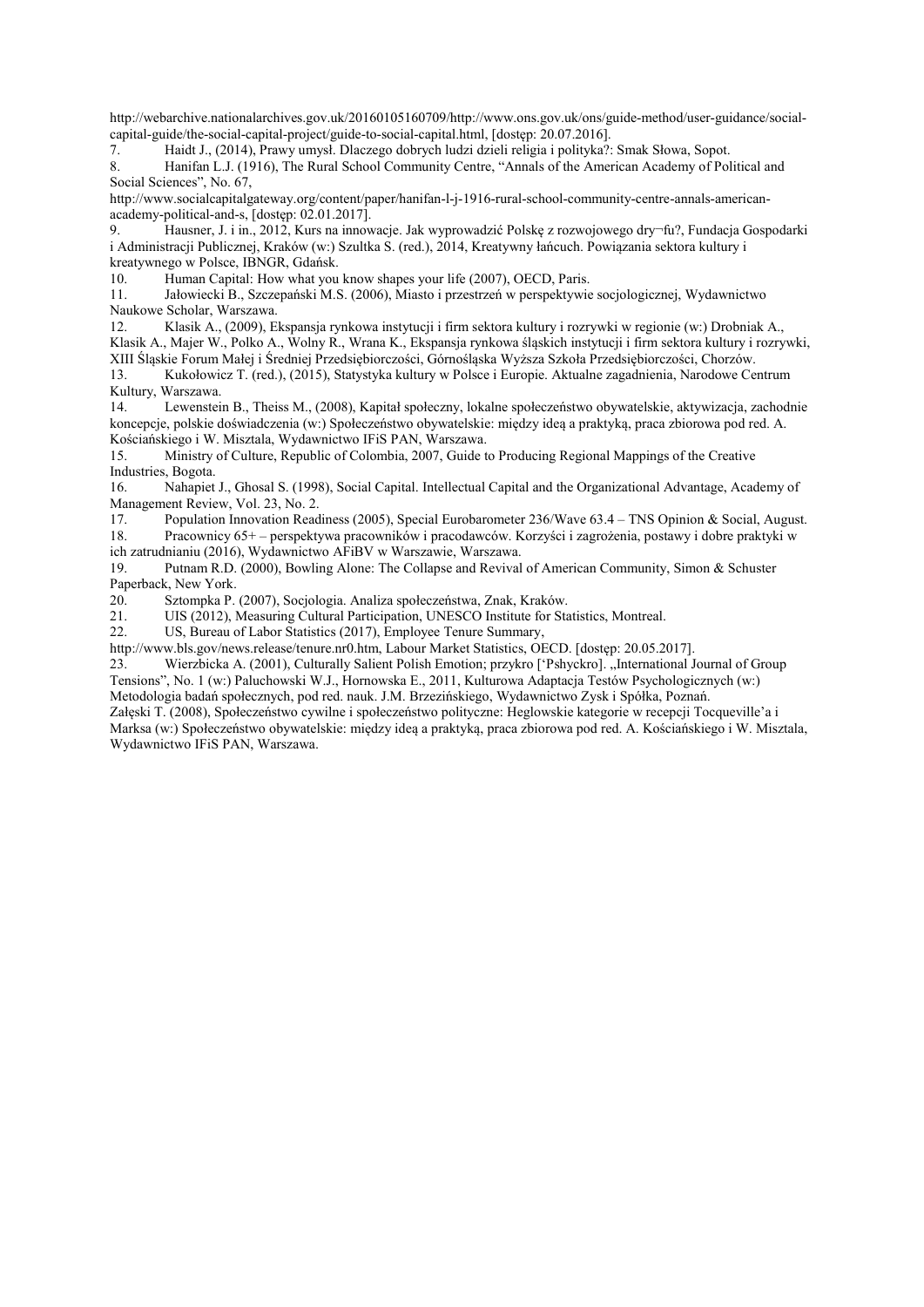http://webarchive.nationalarchives.gov.uk/20160105160709/http://www.ons.gov.uk/ons/guide-method/user-guidance/social-capital-guide/the-social-capital-project/guide-to-social-capital.html, [dostęp: 20.07.2016].

7. Haidt J., (2014), Prawy umysł. Dlaczego dobrych ludzi dzieli religia i polityka?: Smak Słowa, Sopot.
8. Hanifan L.J. (1916), The Rural School Community Centre, "Annals of the American Academy of Political and Social Sciences", No. 67, http://www.socialcapitalgateway.org/content/paper/hanifan-l-j-1916-rural-school-community-centre-annals-american-academy-political-and-s, [dostęp: 02.01.2017].
9. Hausner, J. i in., 2012, Kurs na innowacje. Jak wyprowadzić Polskę z rozwojowego dry¬fu?, Fundacja Gospodarki i Administracji Publicznej, Kraków (w:) Szultka S. (red.), 2014, Kreatywny łańcuch. Powiązania sektora kultury i kreatywnego w Polsce, IBNGR, Gdańsk.
10. Human Capital: How what you know shapes your life (2007), OECD, Paris.
11. Jałowiecki B., Szczepański M.S. (2006), Miasto i przestrzeń w perspektywie socjologicznej, Wydawnictwo Naukowe Scholar, Warszawa.
12. Klasik A., (2009), Ekspansja rynkowa instytucji i firm sektora kultury i rozrywki w regionie (w:) Drobniak A., Klasik A., Majer W., Polko A., Wolny R., Wrana K., Ekspansja rynkowa śląskich instytucji i firm sektora kultury i rozrywki, XIII Śląskie Forum Małej i Średniej Przedsiębiorczości, Górnośląska Wyższa Szkoła Przedsiębiorczości, Chorzów.
13. Kukołowicz T. (red.), (2015), Statystyka kultury w Polsce i Europie. Aktualne zagadnienia, Narodowe Centrum Kultury, Warszawa.
14. Lewenstein B., Theiss M., (2008), Kapitał społeczny, lokalne społeczeństwo obywatelskie, aktywizacja, zachodnie koncepcje, polskie doświadczenia (w:) Społeczeństwo obywatelskie: między ideą a praktyką, praca zbiorowa pod red. A. Kościańskiego i W. Misztala, Wydawnictwo IFiS PAN, Warszawa.
15. Ministry of Culture, Republic of Colombia, 2007, Guide to Producing Regional Mappings of the Creative Industries, Bogota.
16. Nahapiet J., Ghosal S. (1998), Social Capital. Intellectual Capital and the Organizational Advantage, Academy of Management Review, Vol. 23, No. 2.
17. Population Innovation Readiness (2005), Special Eurobarometer 236/Wave 63.4 – TNS Opinion & Social, August.
18. Pracownicy 65+ – perspektywa pracowników i pracodawców. Korzyści i zagrożenia, postawy i dobre praktyki w ich zatrudnianiu (2016), Wydawnictwo AFiBV w Warszawie, Warszawa.
19. Putnam R.D. (2000), Bowling Alone: The Collapse and Revival of American Community, Simon & Schuster Paperback, New York.
20. Sztompka P. (2007), Socjologia. Analiza społeczeństwa, Znak, Kraków.
21. UIS (2012), Measuring Cultural Participation, UNESCO Institute for Statistics, Montreal.
22. US, Bureau of Labor Statistics (2017), Employee Tenure Summary, http://www.bls.gov/news.release/tenure.nr0.htm, Labour Market Statistics, OECD. [dostęp: 20.05.2017].
23. Wierzbicka A. (2001), Culturally Salient Polish Emotion; przykro ['Pshyckro]. „International Journal of Group Tensions", No. 1 (w:) Paluchowski W.J., Hornowska E., 2011, Kulturowa Adaptacja Testów Psychologicznych (w:) Metodologia badań społecznych, pod red. nauk. J.M. Brzezińskiego, Wydawnictwo Zysk i Spółka, Poznań.

Załęski T. (2008), Społeczeństwo cywilne i społeczeństwo polityczne: Heglowskie kategorie w recepcji Tocqueville'a i Marksa (w:) Społeczeństwo obywatelskie: między ideą a praktyką, praca zbiorowa pod red. A. Kościańskiego i W. Misztala, Wydawnictwo IFiS PAN, Warszawa.